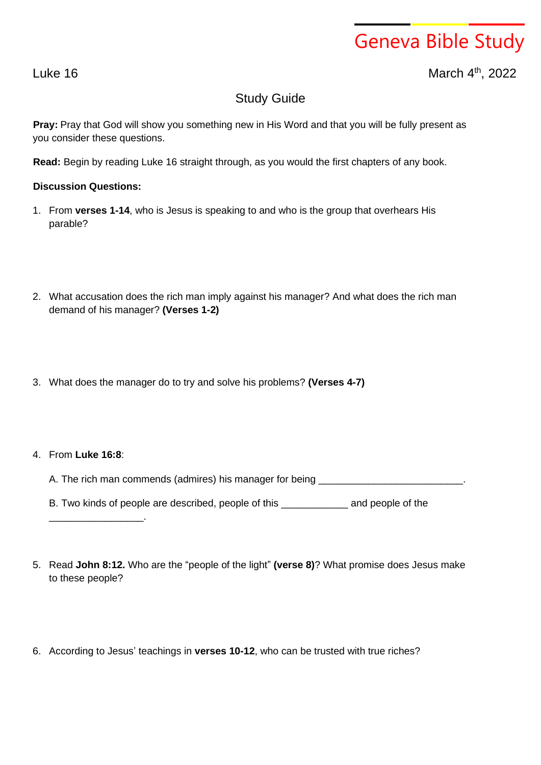# Geneva Bible Study

Luke 16

March 4th, 2022

## Study Guide

**Pray:** Pray that God will show you something new in His Word and that you will be fully present as you consider these questions.

**Read:** Begin by reading Luke 16 straight through, as you would the first chapters of any book.

**Discussion Questions:**

1. From **verses 1-14**, who is Jesus is speaking to and who is the group that overhears His parable?

2. What accusation does the rich man imply against his manager? And what does the rich man demand of his manager? **(Verses 1-2)**

3. What does the manager do to try and solve his problems? **(Verses 4-7)**

4. From **Luke 16:8**:

   A. The rich man commends (admires) his manager for being __________________________.

   B. Two kinds of people are described, people of this ____________ and people of the _________________.

5. Read **John 8:12.** Who are the "people of the light" **(verse 8)**? What promise does Jesus make to these people?

6. According to Jesus' teachings in **verses 10-12**, who can be trusted with true riches?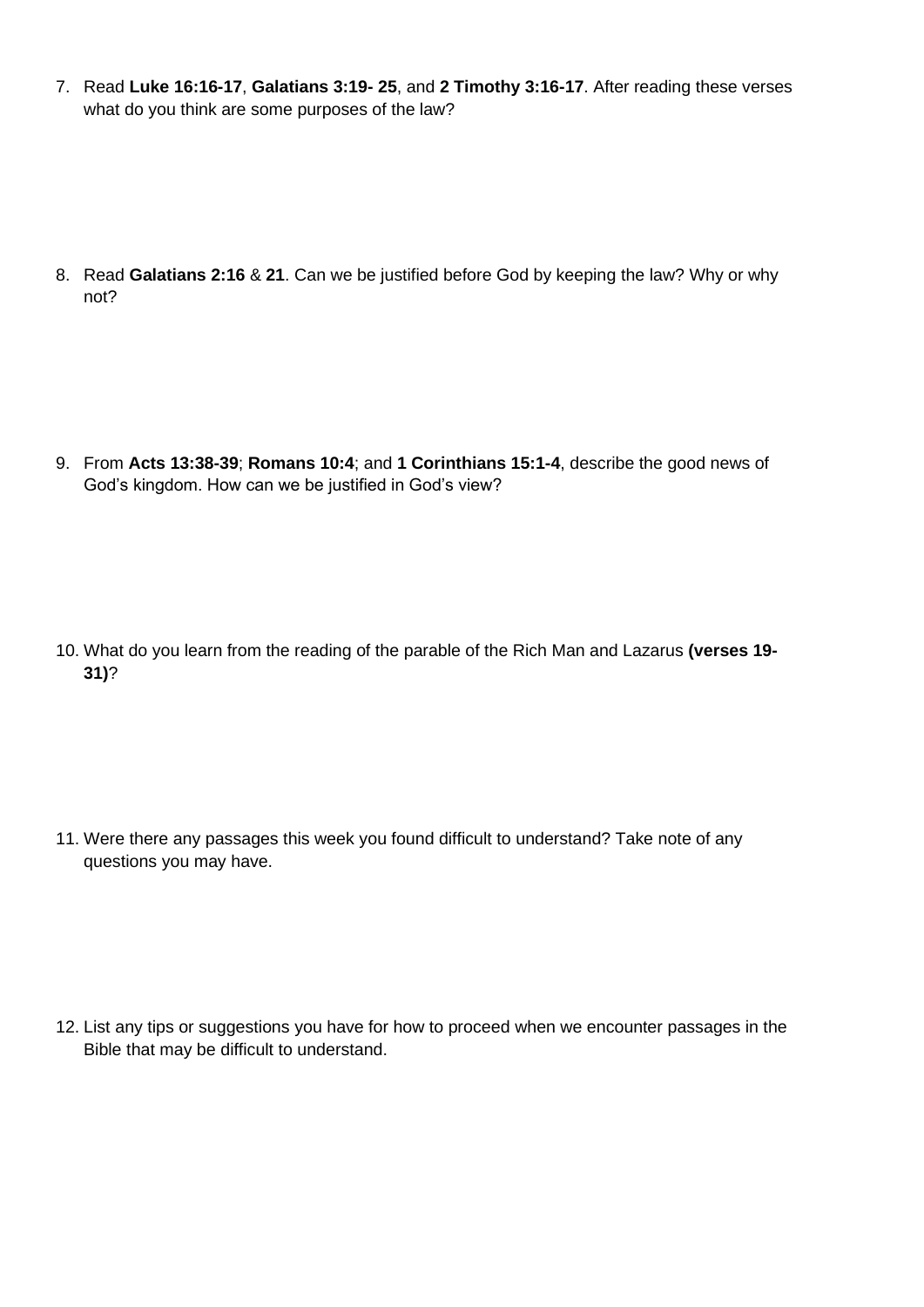7. Read **Luke 16:16-17**, **Galatians 3:19- 25**, and **2 Timothy 3:16-17**. After reading these verses what do you think are some purposes of the law?

8. Read **Galatians 2:16** & **21**. Can we be justified before God by keeping the law? Why or why not?

9. From **Acts 13:38-39**; **Romans 10:4**; and **1 Corinthians 15:1-4**, describe the good news of God's kingdom. How can we be justified in God's view?

10. What do you learn from the reading of the parable of the Rich Man and Lazarus **(verses 19-31)**?

11. Were there any passages this week you found difficult to understand? Take note of any questions you may have.

12. List any tips or suggestions you have for how to proceed when we encounter passages in the Bible that may be difficult to understand.